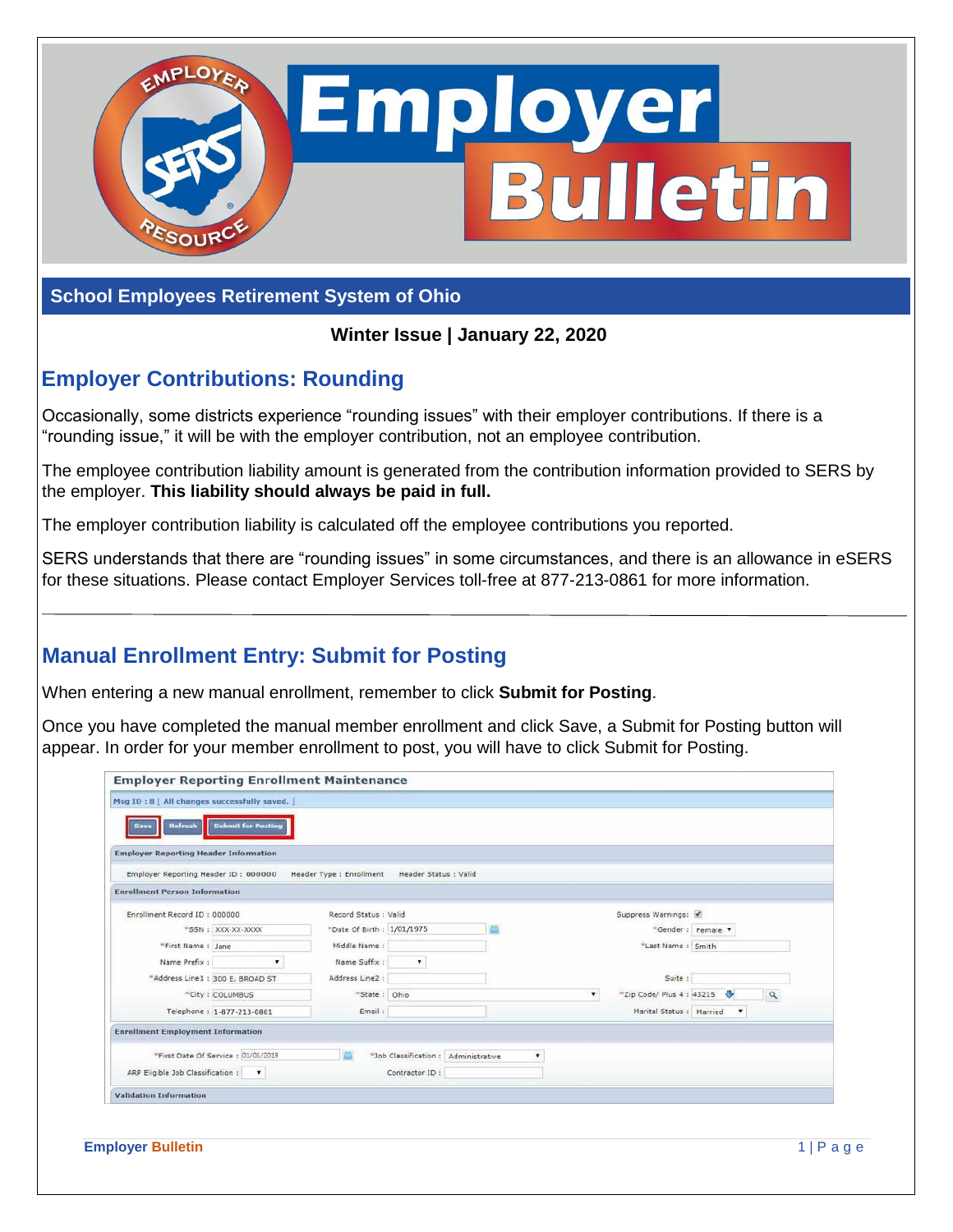# Employer Bulletin

## School Employees Retirement System of Ohio

**Winter Issue | January 22, 2020**

## Employer Contributions: Rounding

Occasionally, some districts experience “rounding issues” with their employer contributions. If there is a “rounding issue,” it will be with the employer contribution, not an employee contribution.

The employee contribution liability amount is generated from the contribution information provided to SERS by the employer. **This liability should always be paid in full.**

The employer contribution liability is calculated off the employee contributions you reported.

SERS understands that there are “rounding issues” in some circumstances, and there is an allowance in eSERS for these situations. Please contact Employer Services toll-free at 877-213-0861 for more information.

---

## Manual Enrollment Entry: Submit for Posting

When entering a new manual enrollment, remember to click **Submit for Posting**.

Once you have completed the manual member enrollment and click Save, a Submit for Posting button will appear. In order for your member enrollment to post, you will have to click Submit for Posting.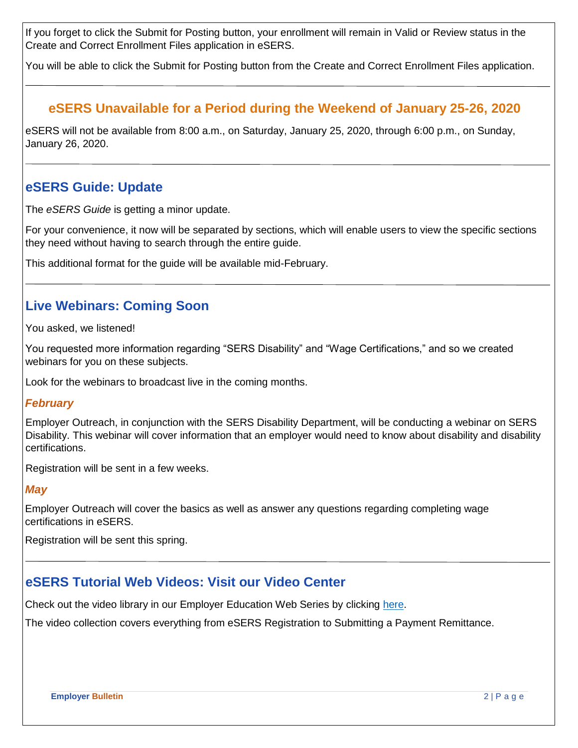If you forget to click the Submit for Posting button, your enrollment will remain in Valid or Review status in the Create and Correct Enrollment Files application in eSERS.

You will be able to click the Submit for Posting button from the Create and Correct Enrollment Files application.

---

## eSERS Unavailable for a Period during the Weekend of January 25-26, 2020

eSERS will not be available from 8:00 a.m., on Saturday, January 25, 2020, through 6:00 p.m., on Sunday, January 26, 2020.

---

## eSERS Guide: Update

The *eSERS Guide* is getting a minor update.

For your convenience, it now will be separated by sections, which will enable users to view the specific sections they need without having to search through the entire guide.

This additional format for the guide will be available mid-February.

---

## Live Webinars: Coming Soon

You asked, we listened!

You requested more information regarding "SERS Disability" and "Wage Certifications," and so we created webinars for you on these subjects.

Look for the webinars to broadcast live in the coming months.

### *February*

Employer Outreach, in conjunction with the SERS Disability Department, will be conducting a webinar on SERS Disability. This webinar will cover information that an employer would need to know about disability and disability certifications.

Registration will be sent in a few weeks.

### *May*

Employer Outreach will cover the basics as well as answer any questions regarding completing wage certifications in eSERS.

Registration will be sent this spring.

---

## eSERS Tutorial Web Videos: Visit our Video Center

Check out the video library in our Employer Education Web Series by clicking here.

The video collection covers everything from eSERS Registration to Submitting a Payment Remittance.